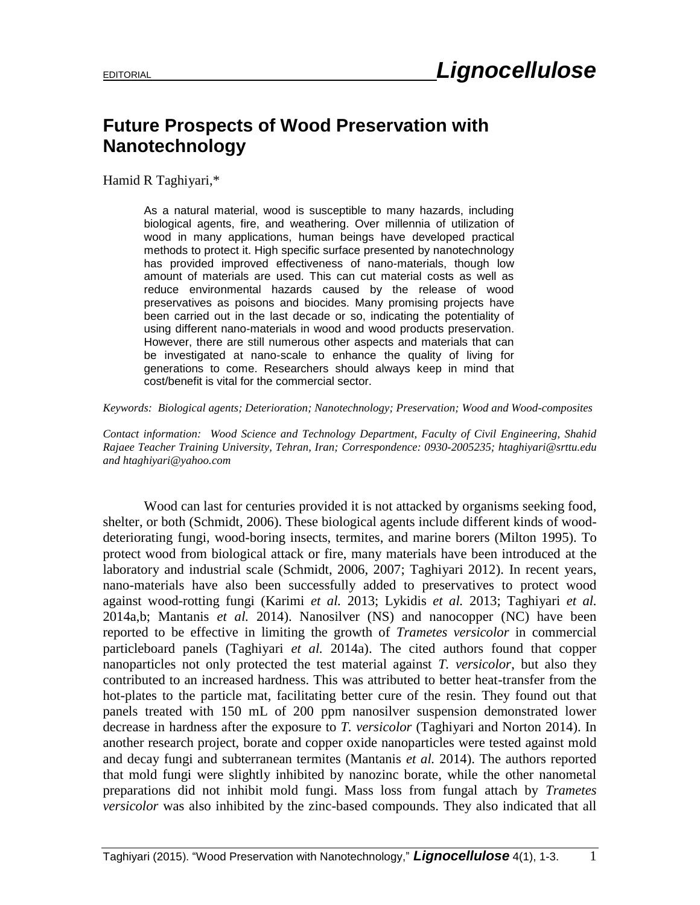EDITORIAL

# Future Prospects of Wood Preservation with Nanotechnology

Hamid R Taghiyari,*

As a natural material, wood is susceptible to many hazards, including biological agents, fire, and weathering. Over millennia of utilization of wood in many applications, human beings have developed practical methods to protect it. High specific surface presented by nanotechnology has provided improved effectiveness of nano-materials, though low amount of materials are used. This can cut material costs as well as reduce environmental hazards caused by the release of wood preservatives as poisons and biocides. Many promising projects have been carried out in the last decade or so, indicating the potentiality of using different nano-materials in wood and wood products preservation. However, there are still numerous other aspects and materials that can be investigated at nano-scale to enhance the quality of living for generations to come. Researchers should always keep in mind that cost/benefit is vital for the commercial sector.

*Keywords: Biological agents; Deterioration; Nanotechnology; Preservation; Wood and Wood-composites*

*Contact information: Wood Science and Technology Department, Faculty of Civil Engineering, Shahid Rajaee Teacher Training University, Tehran, Iran; Correspondence: 0930-2005235; htaghiyari@srttu.edu and htaghiyari@yahoo.com*

Wood can last for centuries provided it is not attacked by organisms seeking food, shelter, or both (Schmidt, 2006). These biological agents include different kinds of wood-deteriorating fungi, wood-boring insects, termites, and marine borers (Milton 1995). To protect wood from biological attack or fire, many materials have been introduced at the laboratory and industrial scale (Schmidt, 2006, 2007; Taghiyari 2012). In recent years, nano-materials have also been successfully added to preservatives to protect wood against wood-rotting fungi (Karimi *et al.* 2013; Lykidis *et al.* 2013; Taghiyari *et al.* 2014a,b; Mantanis *et al.* 2014). Nanosilver (NS) and nanocopper (NC) have been reported to be effective in limiting the growth of *Trametes versicolor* in commercial particleboard panels (Taghiyari *et al.* 2014a). The cited authors found that copper nanoparticles not only protected the test material against *T. versicolor*, but also they contributed to an increased hardness. This was attributed to better heat-transfer from the hot-plates to the particle mat, facilitating better cure of the resin. They found out that panels treated with 150 mL of 200 ppm nanosilver suspension demonstrated lower decrease in hardness after the exposure to *T. versicolor* (Taghiyari and Norton 2014). In another research project, borate and copper oxide nanoparticles were tested against mold and decay fungi and subterranean termites (Mantanis *et al.* 2014). The authors reported that mold fungi were slightly inhibited by nanozinc borate, while the other nanometal preparations did not inhibit mold fungi. Mass loss from fungal attach by *Trametes versicolor* was also inhibited by the zinc-based compounds. They also indicated that all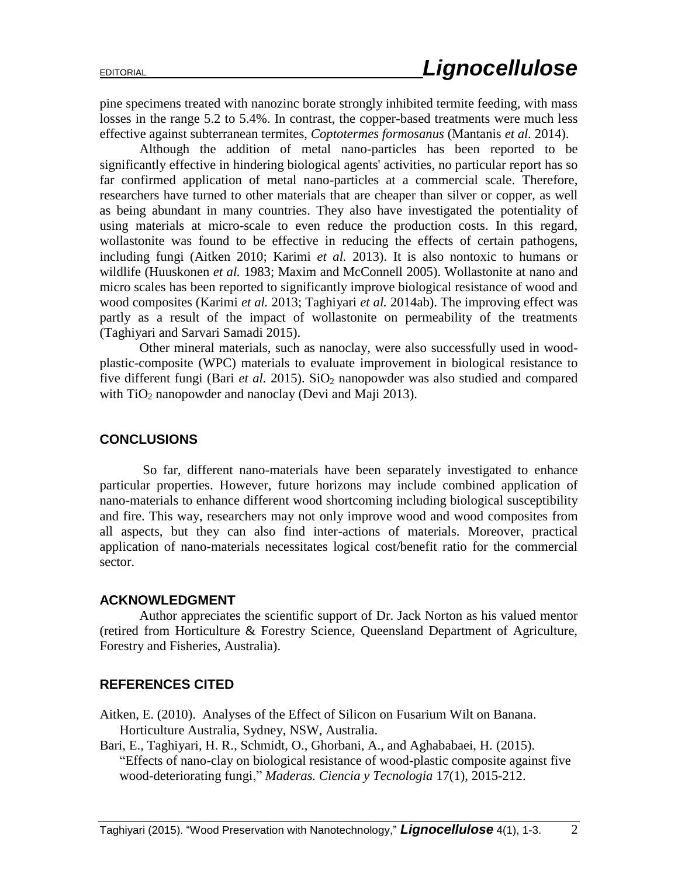pine specimens treated with nanozinc borate strongly inhibited termite feeding, with mass losses in the range 5.2 to 5.4%. In contrast, the copper-based treatments were much less effective against subterranean termites, *Coptotermes formosanus* (Mantanis *et al.* 2014).

Although the addition of metal nano-particles has been reported to be significantly effective in hindering biological agents' activities, no particular report has so far confirmed application of metal nano-particles at a commercial scale. Therefore, researchers have turned to other materials that are cheaper than silver or copper, as well as being abundant in many countries. They also have investigated the potentiality of using materials at micro-scale to even reduce the production costs. In this regard, wollastonite was found to be effective in reducing the effects of certain pathogens, including fungi (Aitken 2010; Karimi *et al.* 2013). It is also nontoxic to humans or wildlife (Huuskonen *et al.* 1983; Maxim and McConnell 2005). Wollastonite at nano and micro scales has been reported to significantly improve biological resistance of wood and wood composites (Karimi *et al.* 2013; Taghiyari *et al.* 2014ab). The improving effect was partly as a result of the impact of wollastonite on permeability of the treatments (Taghiyari and Sarvari Samadi 2015).

Other mineral materials, such as nanoclay, were also successfully used in wood-plastic-composite (WPC) materials to evaluate improvement in biological resistance to five different fungi (Bari *et al.* 2015). $SiO_2$ nanopowder was also studied and compared with $TiO_2$ nanopowder and nanoclay (Devi and Maji 2013).

## CONCLUSIONS

So far, different nano-materials have been separately investigated to enhance particular properties. However, future horizons may include combined application of nano-materials to enhance different wood shortcoming including biological susceptibility and fire. This way, researchers may not only improve wood and wood composites from all aspects, but they can also find inter-actions of materials. Moreover, practical application of nano-materials necessitates logical cost/benefit ratio for the commercial sector.

## ACKNOWLEDGMENT

Author appreciates the scientific support of Dr. Jack Norton as his valued mentor (retired from Horticulture & Forestry Science, Queensland Department of Agriculture, Forestry and Fisheries, Australia).

## REFERENCES CITED

Aitken, E. (2010). Analyses of the Effect of Silicon on Fusarium Wilt on Banana. Horticulture Australia, Sydney, NSW, Australia.

Bari, E., Taghiyari, H. R., Schmidt, O., Ghorbani, A., and Aghababaei, H. (2015). "Effects of nano-clay on biological resistance of wood-plastic composite against five wood-deteriorating fungi," *Maderas. Ciencia y Tecnologia* 17(1), 2015-212.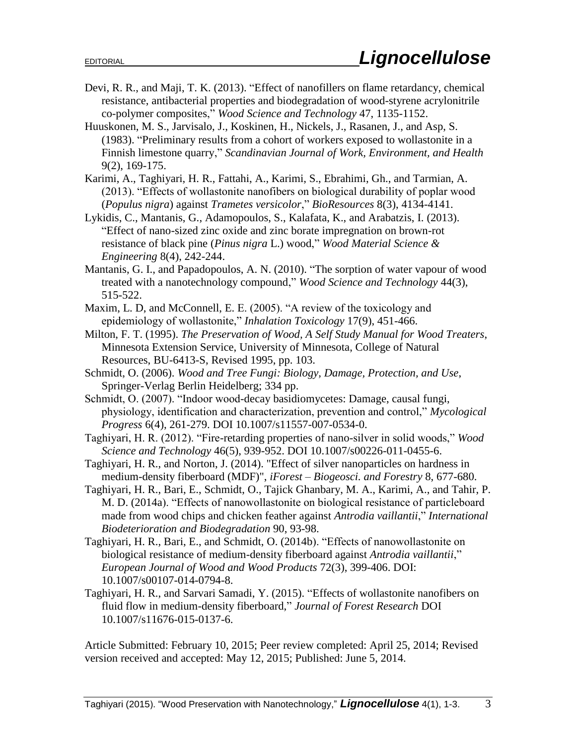Devi, R. R., and Maji, T. K. (2013). "Effect of nanofillers on flame retardancy, chemical resistance, antibacterial properties and biodegradation of wood-styrene acrylonitrile co-polymer composites," *Wood Science and Technology* 47, 1135-1152.

Huuskonen, M. S., Jarvisalo, J., Koskinen, H., Nickels, J., Rasanen, J., and Asp, S. (1983). "Preliminary results from a cohort of workers exposed to wollastonite in a Finnish limestone quarry," *Scandinavian Journal of Work, Environment, and Health* 9(2), 169-175.

Karimi, A., Taghiyari, H. R., Fattahi, A., Karimi, S., Ebrahimi, Gh., and Tarmian, A. (2013). "Effects of wollastonite nanofibers on biological durability of poplar wood (*Populus nigra*) against *Trametes versicolor*," *BioResources* 8(3), 4134-4141.

Lykidis, C., Mantanis, G., Adamopoulos, S., Kalafata, K., and Arabatzis, I. (2013). "Effect of nano-sized zinc oxide and zinc borate impregnation on brown-rot resistance of black pine (*Pinus nigra* L.) wood," *Wood Material Science & Engineering* 8(4), 242-244.

Mantanis, G. I., and Papadopoulos, A. N. (2010). "The sorption of water vapour of wood treated with a nanotechnology compound," *Wood Science and Technology* 44(3), 515-522.

Maxim, L. D, and McConnell, E. E. (2005). "A review of the toxicology and epidemiology of wollastonite," *Inhalation Toxicology* 17(9), 451-466.

Milton, F. T. (1995). *The Preservation of Wood, A Self Study Manual for Wood Treaters*, Minnesota Extension Service, University of Minnesota, College of Natural Resources, BU-6413-S, Revised 1995, pp. 103.

Schmidt, O. (2006). *Wood and Tree Fungi: Biology, Damage, Protection, and Use*, Springer-Verlag Berlin Heidelberg; 334 pp.

Schmidt, O. (2007). "Indoor wood-decay basidiomycetes: Damage, causal fungi, physiology, identification and characterization, prevention and control," *Mycological Progress* 6(4), 261-279. DOI 10.1007/s11557-007-0534-0.

Taghiyari, H. R. (2012). "Fire-retarding properties of nano-silver in solid woods," *Wood Science and Technology* 46(5), 939-952. DOI 10.1007/s00226-011-0455-6.

Taghiyari, H. R., and Norton, J. (2014). "Effect of silver nanoparticles on hardness in medium-density fiberboard (MDF)", *iForest – Biogeosci. and Forestry* 8, 677-680.

Taghiyari, H. R., Bari, E., Schmidt, O., Tajick Ghanbary, M. A., Karimi, A., and Tahir, P. M. D. (2014a). "Effects of nanowollastonite on biological resistance of particleboard made from wood chips and chicken feather against *Antrodia vaillantii*," *International Biodeterioration and Biodegradation* 90, 93-98.

Taghiyari, H. R., Bari, E., and Schmidt, O. (2014b). "Effects of nanowollastonite on biological resistance of medium-density fiberboard against *Antrodia vaillantii*," *European Journal of Wood and Wood Products* 72(3), 399-406. DOI: 10.1007/s00107-014-0794-8.

Taghiyari, H. R., and Sarvari Samadi, Y. (2015). "Effects of wollastonite nanofibers on fluid flow in medium-density fiberboard," *Journal of Forest Research* DOI 10.1007/s11676-015-0137-6.

Article Submitted: February 10, 2015; Peer review completed: April 25, 2014; Revised version received and accepted: May 12, 2015; Published: June 5, 2014.